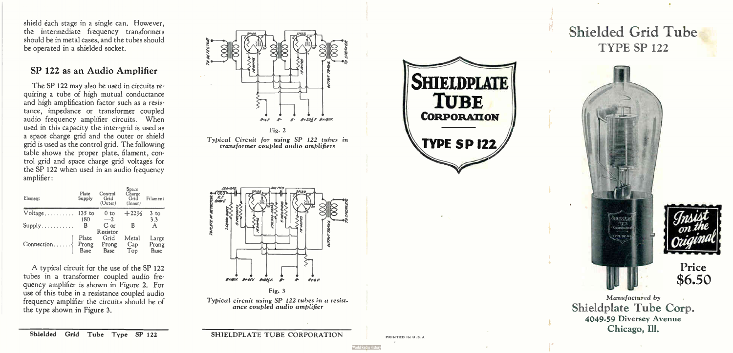shield each stage in a single can. However, the intermediate frequency transformers should be in metal cases, and the tubes should be operated in a shielded socket.

## SP 122 as an Audio Amplifier

The SP 122 may also be used in circuits requiring a tube of high mutual conductance and high amplification factor such as a resistance, impedance or transformer coupled audio frequency amplifier circuits. When used in this capacity the inter-grid is used as a space charge grid and the outer or shield grid is used as the control grid. The following table shows the proper plate, filament, control grid and space charge grid voltages for the SP 122 when used in an audio frequency amplifier:

| Element | Plate Supply | Control Grid (Outer) | Space Charge Grid (Inner) | Filament |
|---|---|---|---|---|
| Voltage | 135 to 180 | 0 to −2 | +22½ | 3 to 3.3 |
| Supply | B | C or Resistor | B | A |
| Connection | Plate Prong Base | Grid Prong Base | Metal Cap Top | Large Prong Base |

A typical circuit for the use of the SP 122 tubes in a transformer coupled audio frequency amplifier is shown in Figure 2. For use of this tube in a resistance coupled audio frequency amplifier the circuits should be of the type shown in Figure 3.

Fig. 2

*Typical Circuit for using SP 122 tubes in transformer coupled audio amplifiers*

Fig. 3

*Typical circuit using SP 122 tubes in a resistance coupled audio amplifier*

SHIELDPLATE TUBE CORPORATION

PRINTED IN U.S.A.

**SHIELDPLATE TUBE CORPORATION**

**TYPE SP 122**

# Shielded Grid Tube

## TYPE SP 122

*Insist on the Original*

**Price $6.50**

*Manufactured by*

**Shieldplate Tube Corp.**

4049-59 Diversey Avenue

Chicago, Ill.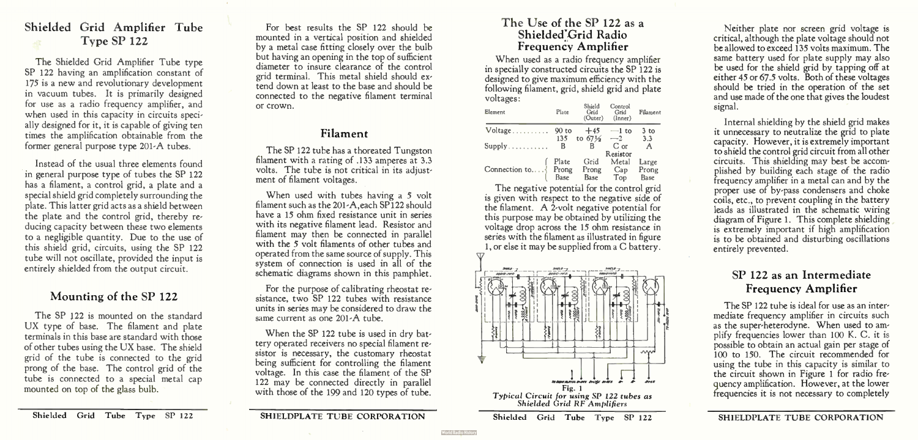## Shielded Grid Amplifier Tube Type SP 122

The Shielded Grid Amplifier Tube type SP 122 having an amplification constant of 175 is a new and revolutionary development in vacuum tubes. It is primarily designed for use as a radio frequency amplifier, and when used in this capacity in circuits specially designed for it, it is capable of giving ten times the amplification obtainable from the former general purpose type 201-A tubes.

Instead of the usual three elements found in general purpose type of tubes the SP 122 has a filament, a control grid, a plate and a special shield grid completely surrounding the plate. This latter grid acts as a shield between the plate and the control grid, thereby reducing capacity between these two elements to a negligible quantity. Due to the use of this shield grid, circuits, using the SP 122 tube will not oscillate, provided the input is entirely shielded from the output circuit.

## Mounting of the SP 122

The SP 122 is mounted on the standard UX type of base. The filament and plate terminals in this base are standard with those of other tubes using the UX base. The shield grid of the tube is connected to the grid prong of the base. The control grid of the tube is connected to a special metal cap mounted on top of the glass bulb.

For best results the SP 122 should be mounted in a vertical position and shielded by a metal case fitting closely over the bulb but having an opening in the top of sufficient diameter to insure clearance of the control grid terminal. This metal shield should extend down at least to the base and should be connected to the negative filament terminal or crown.

## Filament

The SP 122 tube has a thoreated Tungston filament with a rating of .133 amperes at 3.3 volts. The tube is not critical in its adjustment of filament voltages.

When used with tubes having a 5 volt filament such as the 201-A, each SP 122 should have a 15 ohm fixed resistance unit in series with its negative filament lead. Resistor and filament may then be connected in parallel with the 5 volt filaments of other tubes and operated from the same source of supply. This system of connection is used in all of the schematic diagrams shown in this pamphlet.

For the purpose of calibrating rheostat resistance, two SP 122 tubes with resistance units in series may be considered to draw the same current as one 201-A tube.

When the SP 122 tube is used in dry battery operated receivers no special filament resistor is necessary, the customary rheostat being sufficient for controlling the filament voltage. In this case the filament of the SP 122 may be connected directly in parallel with those of the 199 and 120 types of tube.

## The Use of the SP 122 as a Shielded Grid Radio Frequency Amplifier

When used as a radio frequency amplifier in specially constructed circuits the SP 122 is designed to give maximum efficiency with the following filament, grid, shield grid and plate voltages:

| Element | Plate | Shield Grid (Outer) | Control Grid (Inner) | Filament |
|---|---|---|---|---|
| Voltage | 90 to 135 | +45 to 67½ | −1 to −2 | 3 to 3.3 |
| Supply | B | B | C or Resistor | A |
| Connection to | Plate Prong Base | Grid Prong Base | Metal Cap Top | Large Prong Base |

The negative potential for the control grid is given with respect to the negative side of the filament. A 2-volt negative potential for this purpose may be obtained by utilizing the voltage drop across the 15 ohm resistance in series with the filament as illustrated in figure 1, or else it may be supplied from a C battery.

Fig. 1
*Typical Circuit for using SP 122 tubes as Shielded Grid RF Amplifiers*

Neither plate nor screen grid voltage is critical, although the plate voltage should not be allowed to exceed 135 volts maximum. The same battery used for plate supply may also be used for the shield grid by tapping off at either 45 or 67.5 volts. Both of these voltages should be tried in the operation of the set and use made of the one that gives the loudest signal.

Internal shielding by the shield grid makes it unnecessary to neutralize the grid to plate capacity. However, it is extremely important to shield the control grid circuit from all other circuits. This shielding may best be accomplished by building each stage of the radio frequency amplifier in a metal can and by the proper use of by-pass condensers and choke coils, etc., to prevent coupling in the battery leads as illustrated in the schematic wiring diagram of Figure 1. This complete shielding is extremely important if high amplification is to be obtained and disturbing oscillations entirely prevented.

## SP 122 as an Intermediate Frequency Amplifier

The SP 122 tube is ideal for use as an intermediate frequency amplifier in circuits such as the super-heterodyne. When used to amplify frequencies lower than 100 K. C. it is possible to obtain an actual gain per stage of 100 to 150. The circuit recommended for using the tube in this capacity is similar to the circuit shown in Figure 1 for radio frequency amplification. However, at the lower frequencies it is not necessary to completely